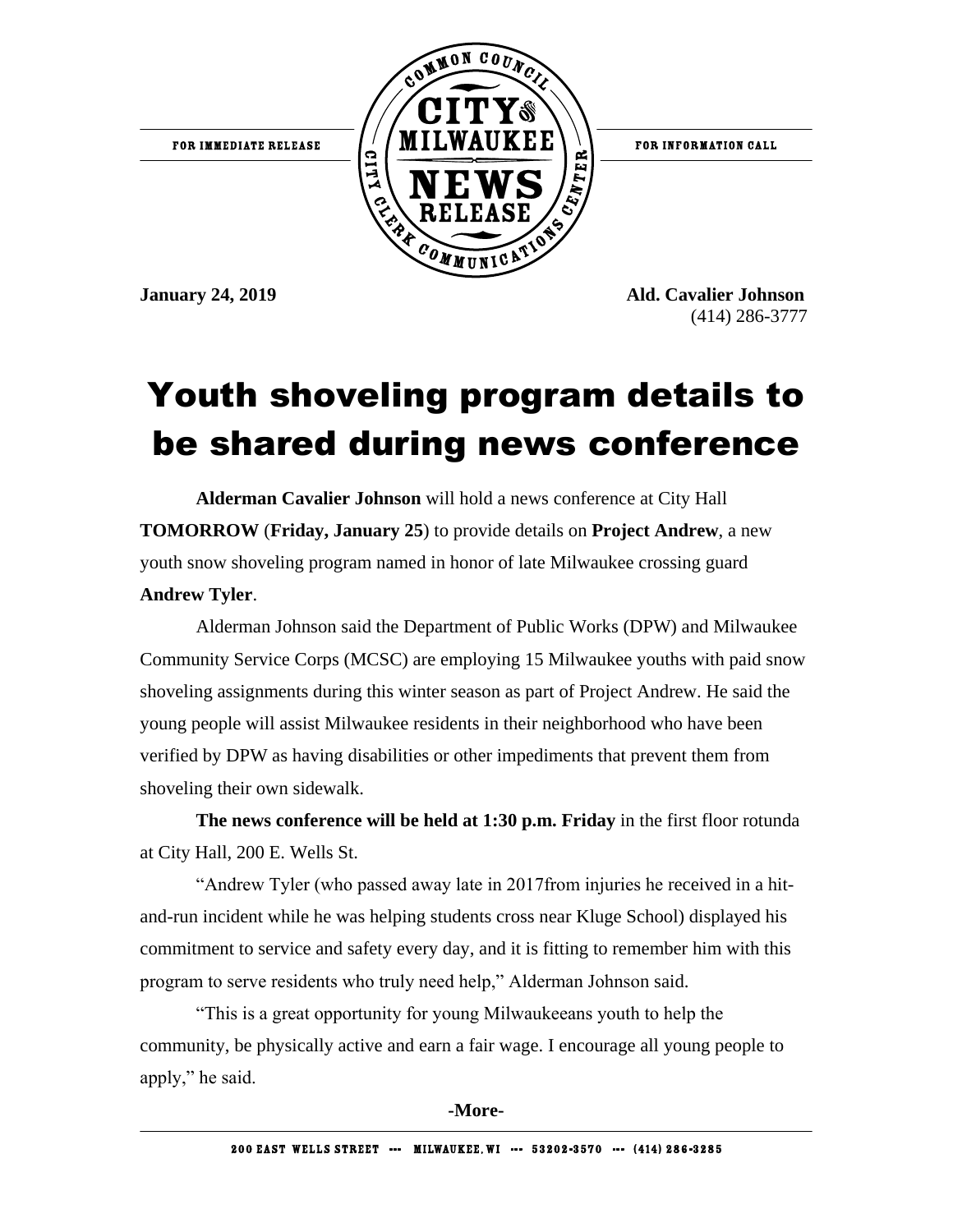FOR IMMEDIATE RELEASE

COMMON COUNCIL CITY OF MILWAUKEE NEWS RELEASE CITY CLERK COMMUNICATIONS CENTER

FOR INFORMATION CALL

**January 24, 2019**

**Ald. Cavalier Johnson**
(414) 286-3777

# Youth shoveling program details to be shared during news conference

**Alderman Cavalier Johnson** will hold a news conference at City Hall **TOMORROW** (**Friday, January 25**) to provide details on **Project Andrew**, a new youth snow shoveling program named in honor of late Milwaukee crossing guard **Andrew Tyler**.

Alderman Johnson said the Department of Public Works (DPW) and Milwaukee Community Service Corps (MCSC) are employing 15 Milwaukee youths with paid snow shoveling assignments during this winter season as part of Project Andrew. He said the young people will assist Milwaukee residents in their neighborhood who have been verified by DPW as having disabilities or other impediments that prevent them from shoveling their own sidewalk.

**The news conference will be held at 1:30 p.m. Friday** in the first floor rotunda at City Hall, 200 E. Wells St.

"Andrew Tyler (who passed away late in 2017from injuries he received in a hit-and-run incident while he was helping students cross near Kluge School) displayed his commitment to service and safety every day, and it is fitting to remember him with this program to serve residents who truly need help," Alderman Johnson said.

"This is a great opportunity for young Milwaukeeans youth to help the community, be physically active and earn a fair wage. I encourage all young people to apply," he said.

**-More-**

200 EAST WELLS STREET --- MILWAUKEE, WI --- 53202-3570 --- (414) 286-3285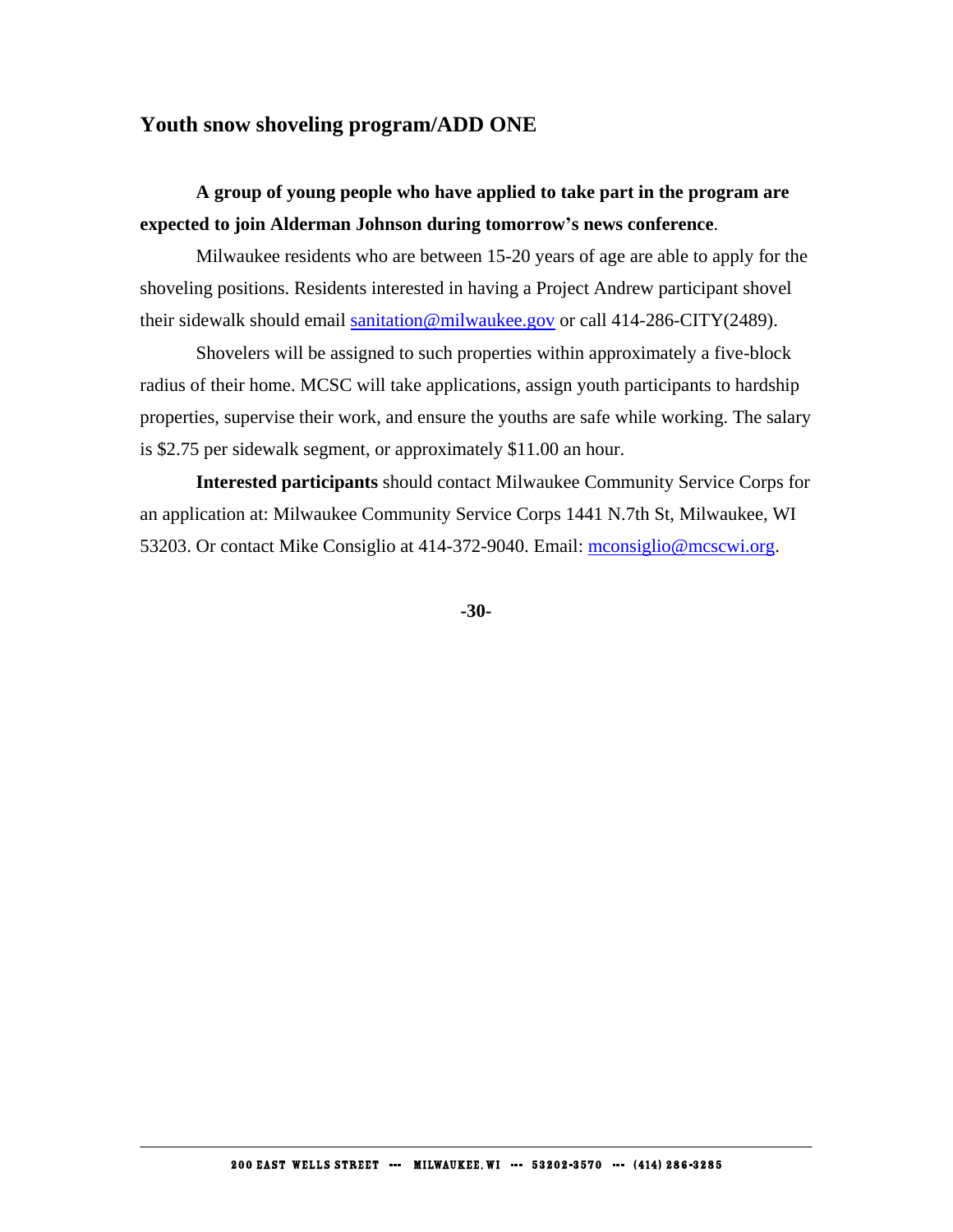## Youth snow shoveling program/ADD ONE

**A group of young people who have applied to take part in the program are expected to join Alderman Johnson during tomorrow's news conference**.

Milwaukee residents who are between 15-20 years of age are able to apply for the shoveling positions. Residents interested in having a Project Andrew participant shovel their sidewalk should email sanitation@milwaukee.gov or call 414-286-CITY(2489).

Shovelers will be assigned to such properties within approximately a five-block radius of their home. MCSC will take applications, assign youth participants to hardship properties, supervise their work, and ensure the youths are safe while working. The salary is $2.75 per sidewalk segment, or approximately $11.00 an hour.

**Interested participants** should contact Milwaukee Community Service Corps for an application at: Milwaukee Community Service Corps 1441 N.7th St, Milwaukee, WI 53203. Or contact Mike Consiglio at 414-372-9040. Email: mconsiglio@mcscwi.org.

**-30-**